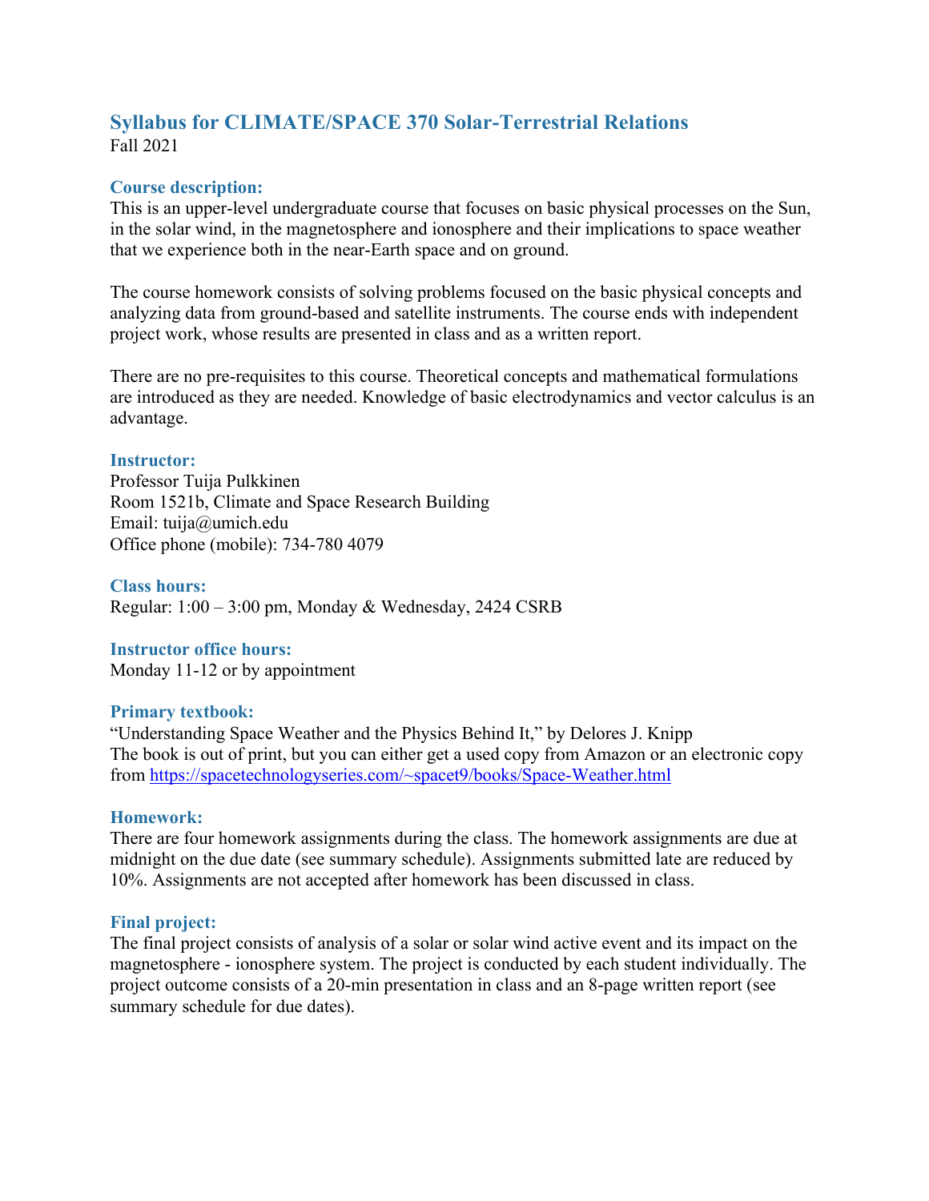# Syllabus for CLIMATE/SPACE 370 Solar-Terrestrial Relations

Fall 2021

## Course description:

This is an upper-level undergraduate course that focuses on basic physical processes on the Sun, in the solar wind, in the magnetosphere and ionosphere and their implications to space weather that we experience both in the near-Earth space and on ground.

The course homework consists of solving problems focused on the basic physical concepts and analyzing data from ground-based and satellite instruments. The course ends with independent project work, whose results are presented in class and as a written report.

There are no pre-requisites to this course. Theoretical concepts and mathematical formulations are introduced as they are needed. Knowledge of basic electrodynamics and vector calculus is an advantage.

## Instructor:

Professor Tuija Pulkkinen
Room 1521b, Climate and Space Research Building
Email: tuija@umich.edu
Office phone (mobile): 734-780 4079

## Class hours:

Regular: 1:00 – 3:00 pm, Monday & Wednesday, 2424 CSRB

## Instructor office hours:

Monday 11-12 or by appointment

## Primary textbook:

"Understanding Space Weather and the Physics Behind It," by Delores J. Knipp
The book is out of print, but you can either get a used copy from Amazon or an electronic copy from https://spacetechnologyseries.com/~spacet9/books/Space-Weather.html

## Homework:

There are four homework assignments during the class. The homework assignments are due at midnight on the due date (see summary schedule). Assignments submitted late are reduced by 10%. Assignments are not accepted after homework has been discussed in class.

## Final project:

The final project consists of analysis of a solar or solar wind active event and its impact on the magnetosphere - ionosphere system. The project is conducted by each student individually. The project outcome consists of a 20-min presentation in class and an 8-page written report (see summary schedule for due dates).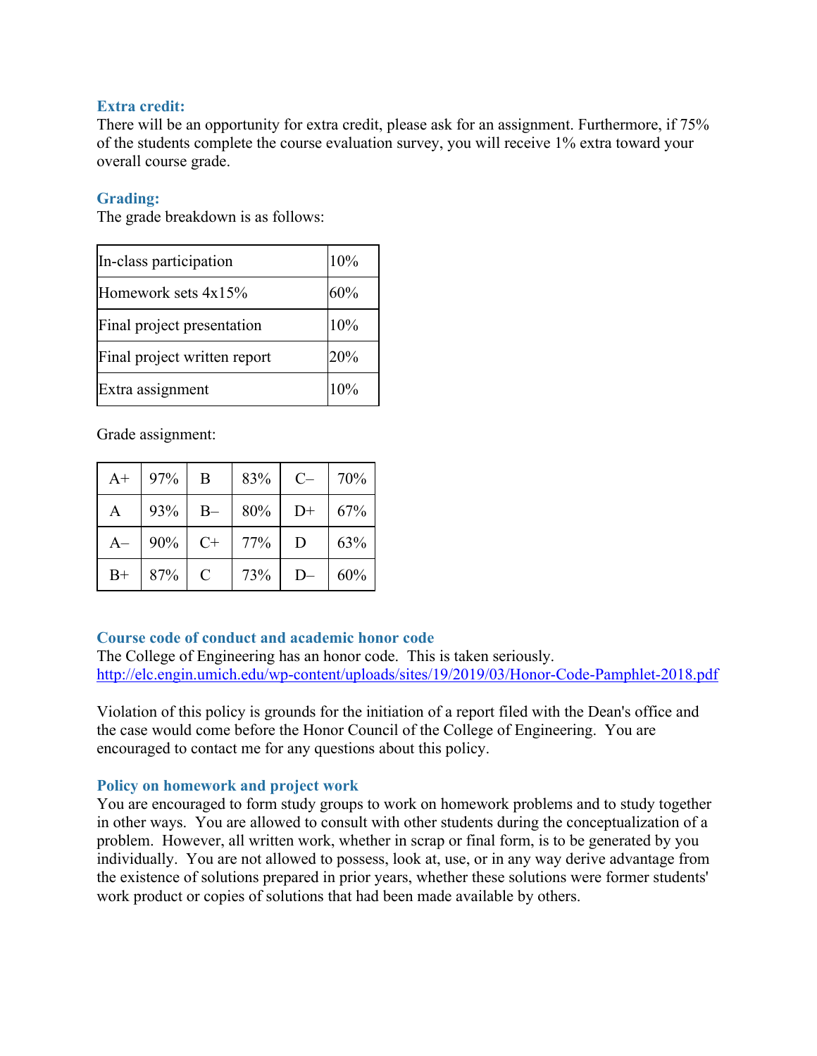### Extra credit:

There will be an opportunity for extra credit, please ask for an assignment. Furthermore, if 75% of the students complete the course evaluation survey, you will receive 1% extra toward your overall course grade.

### Grading:

The grade breakdown is as follows:

| | |
|---|---|
| In-class participation | 10% |
| Homework sets 4x15% | 60% |
| Final project presentation | 10% |
| Final project written report | 20% |
| Extra assignment | 10% |

Grade assignment:

| | | | | | |
|---|---|---|---|---|---|
| A+ | 97% | B | 83% | C– | 70% |
| A | 93% | B– | 80% | D+ | 67% |
| A– | 90% | C+ | 77% | D | 63% |
| B+ | 87% | C | 73% | D– | 60% |

### Course code of conduct and academic honor code

The College of Engineering has an honor code. This is taken seriously.
http://elc.engin.umich.edu/wp-content/uploads/sites/19/2019/03/Honor-Code-Pamphlet-2018.pdf

Violation of this policy is grounds for the initiation of a report filed with the Dean's office and the case would come before the Honor Council of the College of Engineering. You are encouraged to contact me for any questions about this policy.

### Policy on homework and project work

You are encouraged to form study groups to work on homework problems and to study together in other ways. You are allowed to consult with other students during the conceptualization of a problem. However, all written work, whether in scrap or final form, is to be generated by you individually. You are not allowed to possess, look at, use, or in any way derive advantage from the existence of solutions prepared in prior years, whether these solutions were former students' work product or copies of solutions that had been made available by others.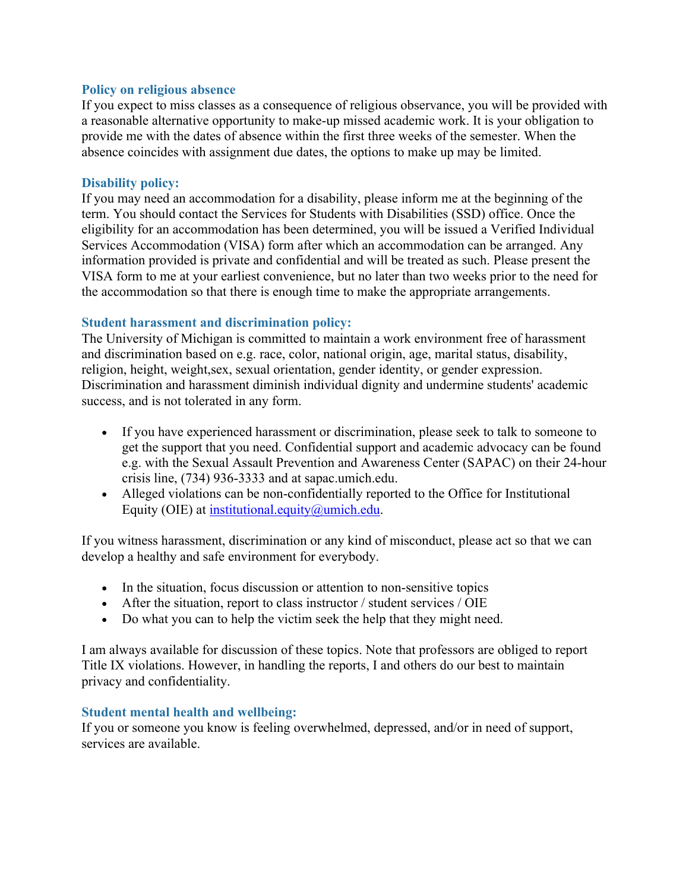### Policy on religious absence

If you expect to miss classes as a consequence of religious observance, you will be provided with a reasonable alternative opportunity to make-up missed academic work. It is your obligation to provide me with the dates of absence within the first three weeks of the semester. When the absence coincides with assignment due dates, the options to make up may be limited.

### Disability policy:

If you may need an accommodation for a disability, please inform me at the beginning of the term. You should contact the Services for Students with Disabilities (SSD) office. Once the eligibility for an accommodation has been determined, you will be issued a Verified Individual Services Accommodation (VISA) form after which an accommodation can be arranged. Any information provided is private and confidential and will be treated as such. Please present the VISA form to me at your earliest convenience, but no later than two weeks prior to the need for the accommodation so that there is enough time to make the appropriate arrangements.

### Student harassment and discrimination policy:

The University of Michigan is committed to maintain a work environment free of harassment and discrimination based on e.g. race, color, national origin, age, marital status, disability, religion, height, weight,sex, sexual orientation, gender identity, or gender expression. Discrimination and harassment diminish individual dignity and undermine students' academic success, and is not tolerated in any form.

- If you have experienced harassment or discrimination, please seek to talk to someone to get the support that you need. Confidential support and academic advocacy can be found e.g. with the Sexual Assault Prevention and Awareness Center (SAPAC) on their 24-hour crisis line, (734) 936-3333 and at sapac.umich.edu.
- Alleged violations can be non-confidentially reported to the Office for Institutional Equity (OIE) at institutional.equity@umich.edu.

If you witness harassment, discrimination or any kind of misconduct, please act so that we can develop a healthy and safe environment for everybody.

- In the situation, focus discussion or attention to non-sensitive topics
- After the situation, report to class instructor / student services / OIE
- Do what you can to help the victim seek the help that they might need.

I am always available for discussion of these topics. Note that professors are obliged to report Title IX violations. However, in handling the reports, I and others do our best to maintain privacy and confidentiality.

### Student mental health and wellbeing:

If you or someone you know is feeling overwhelmed, depressed, and/or in need of support, services are available.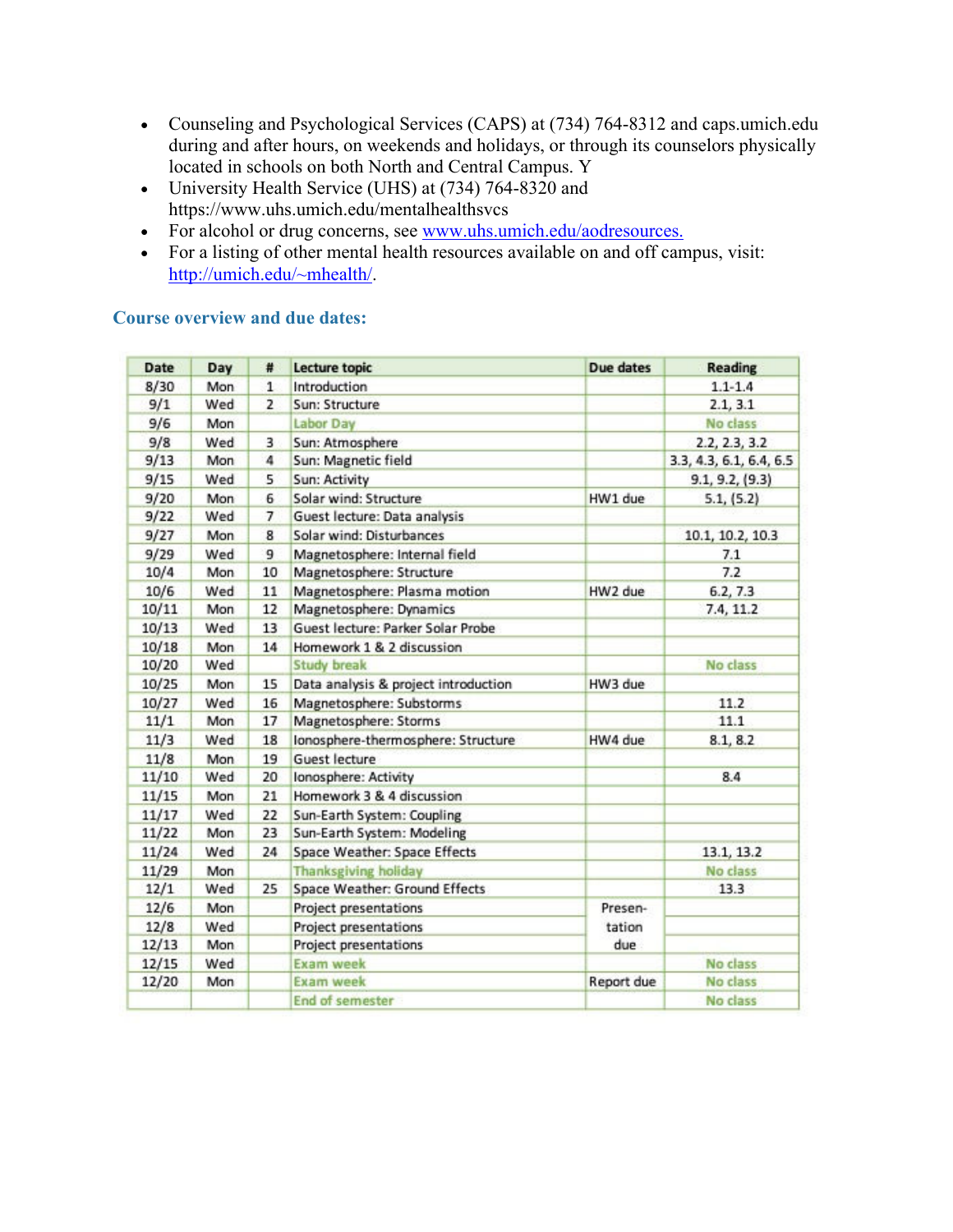- Counseling and Psychological Services (CAPS) at (734) 764-8312 and caps.umich.edu during and after hours, on weekends and holidays, or through its counselors physically located in schools on both North and Central Campus. Y
- University Health Service (UHS) at (734) 764-8320 and https://www.uhs.umich.edu/mentalhealthsvcs
- For alcohol or drug concerns, see [www.uhs.umich.edu/aodresources.](www.uhs.umich.edu/aodresources)
- For a listing of other mental health resources available on and off campus, visit: [http://umich.edu/~mhealth/](http://umich.edu/~mhealth/).

## Course overview and due dates:

| Date | Day | # | Lecture topic | Due dates | Reading |
|---|---|---|---|---|---|
| 8/30 | Mon | 1 | Introduction | | 1.1-1.4 |
| 9/1 | Wed | 2 | Sun: Structure | | 2.1, 3.1 |
| 9/6 | Mon | | Labor Day | | No class |
| 9/8 | Wed | 3 | Sun: Atmosphere | | 2.2, 2.3, 3.2 |
| 9/13 | Mon | 4 | Sun: Magnetic field | | 3.3, 4.3, 6.1, 6.4, 6.5 |
| 9/15 | Wed | 5 | Sun: Activity | | 9.1, 9.2, (9.3) |
| 9/20 | Mon | 6 | Solar wind: Structure | HW1 due | 5.1, (5.2) |
| 9/22 | Wed | 7 | Guest lecture: Data analysis | | |
| 9/27 | Mon | 8 | Solar wind: Disturbances | | 10.1, 10.2, 10.3 |
| 9/29 | Wed | 9 | Magnetosphere: Internal field | | 7.1 |
| 10/4 | Mon | 10 | Magnetosphere: Structure | | 7.2 |
| 10/6 | Wed | 11 | Magnetosphere: Plasma motion | HW2 due | 6.2, 7.3 |
| 10/11 | Mon | 12 | Magnetosphere: Dynamics | | 7.4, 11.2 |
| 10/13 | Wed | 13 | Guest lecture: Parker Solar Probe | | |
| 10/18 | Mon | 14 | Homework 1 & 2 discussion | | |
| 10/20 | Wed | | Study break | | No class |
| 10/25 | Mon | 15 | Data analysis & project introduction | HW3 due | |
| 10/27 | Wed | 16 | Magnetosphere: Substorms | | 11.2 |
| 11/1 | Mon | 17 | Magnetosphere: Storms | | 11.1 |
| 11/3 | Wed | 18 | Ionosphere-thermosphere: Structure | HW4 due | 8.1, 8.2 |
| 11/8 | Mon | 19 | Guest lecture | | |
| 11/10 | Wed | 20 | Ionosphere: Activity | | 8.4 |
| 11/15 | Mon | 21 | Homework 3 & 4 discussion | | |
| 11/17 | Wed | 22 | Sun-Earth System: Coupling | | |
| 11/22 | Mon | 23 | Sun-Earth System: Modeling | | |
| 11/24 | Wed | 24 | Space Weather: Space Effects | | 13.1, 13.2 |
| 11/29 | Mon | | Thanksgiving holiday | | No class |
| 12/1 | Wed | 25 | Space Weather: Ground Effects | | 13.3 |
| 12/6 | Mon | | Project presentations | Presen- | |
| 12/8 | Wed | | Project presentations | tation | |
| 12/13 | Mon | | Project presentations | due | |
| 12/15 | Wed | | Exam week | | No class |
| 12/20 | Mon | | Exam week | Report due | No class |
| | | | End of semester | | No class |